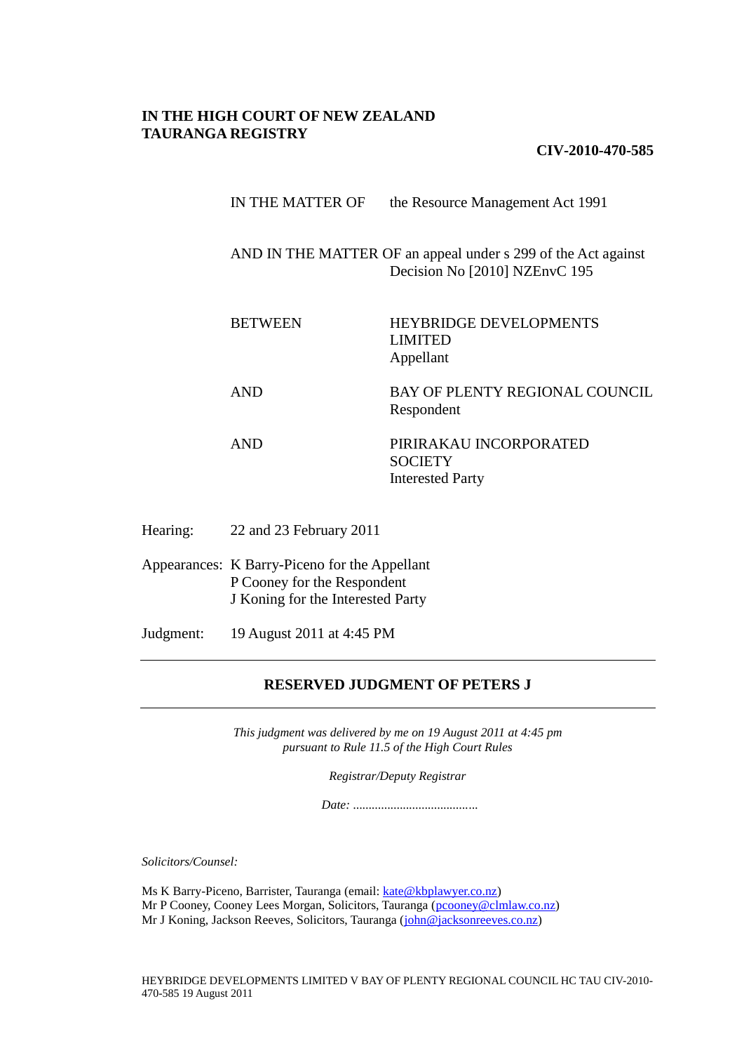**IN THE HIGH COURT OF NEW ZEALAND**
**TAURANGA REGISTRY**

**CIV-2010-470-585**

| | |
|---|---|
| IN THE MATTER OF | the Resource Management Act 1991 |
| AND IN THE MATTER OF | an appeal under s 299 of the Act against Decision No [2010] NZEnvC 195 |
| BETWEEN | HEYBRIDGE DEVELOPMENTS LIMITED<br>Appellant |
| AND | BAY OF PLENTY REGIONAL COUNCIL<br>Respondent |
| AND | PIRIRAKAU INCORPORATED SOCIETY<br>Interested Party |

Hearing: 22 and 23 February 2011

Appearances: K Barry-Piceno for the Appellant
P Cooney for the Respondent
J Koning for the Interested Party

Judgment: 19 August 2011 at 4:45 PM

---

## RESERVED JUDGMENT OF PETERS J

---

*This judgment was delivered by me on 19 August 2011 at 4:45 pm pursuant to Rule 11.5 of the High Court Rules*

*Registrar/Deputy Registrar*

*Date: ......................................*

*Solicitors/Counsel:*

Ms K Barry-Piceno, Barrister, Tauranga (email: kate@kbplawyer.co.nz)
Mr P Cooney, Cooney Lees Morgan, Solicitors, Tauranga (pcooney@clmlaw.co.nz)
Mr J Koning, Jackson Reeves, Solicitors, Tauranga (john@jacksonreeves.co.nz)

HEYBRIDGE DEVELOPMENTS LIMITED V BAY OF PLENTY REGIONAL COUNCIL HC TAU CIV-2010-470-585 19 August 2011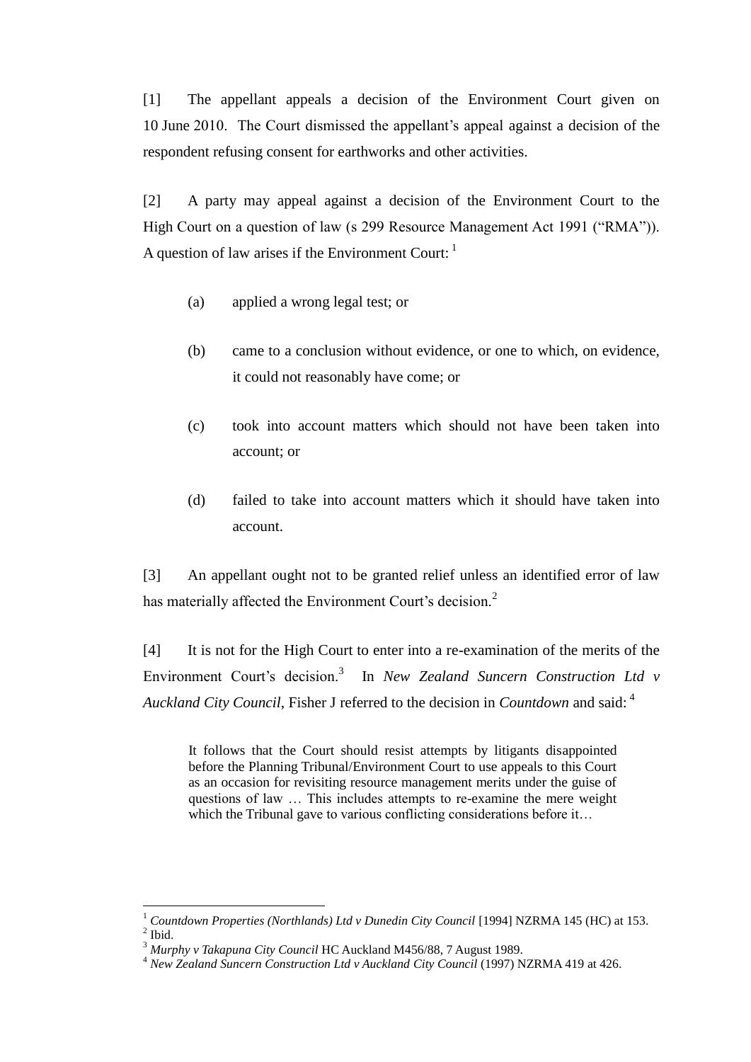[1] The appellant appeals a decision of the Environment Court given on 10 June 2010. The Court dismissed the appellant's appeal against a decision of the respondent refusing consent for earthworks and other activities.

[2] A party may appeal against a decision of the Environment Court to the High Court on a question of law (s 299 Resource Management Act 1991 ("RMA")). A question of law arises if the Environment Court: [1]

(a) applied a wrong legal test; or

(b) came to a conclusion without evidence, or one to which, on evidence, it could not reasonably have come; or

(c) took into account matters which should not have been taken into account; or

(d) failed to take into account matters which it should have taken into account.

[3] An appellant ought not to be granted relief unless an identified error of law has materially affected the Environment Court's decision.[2]

[4] It is not for the High Court to enter into a re-examination of the merits of the Environment Court's decision.[3] In *New Zealand Suncern Construction Ltd v Auckland City Council*, Fisher J referred to the decision in *Countdown* and said: [4]

> It follows that the Court should resist attempts by litigants disappointed before the Planning Tribunal/Environment Court to use appeals to this Court as an occasion for revisiting resource management merits under the guise of questions of law … This includes attempts to re-examine the mere weight which the Tribunal gave to various conflicting considerations before it…

---

[1] *Countdown Properties (Northlands) Ltd v Dunedin City Council* [1994] NZRMA 145 (HC) at 153.

[2] Ibid.

[3] *Murphy v Takapuna City Council* HC Auckland M456/88, 7 August 1989.

[4] *New Zealand Suncern Construction Ltd v Auckland City Council* (1997) NZRMA 419 at 426.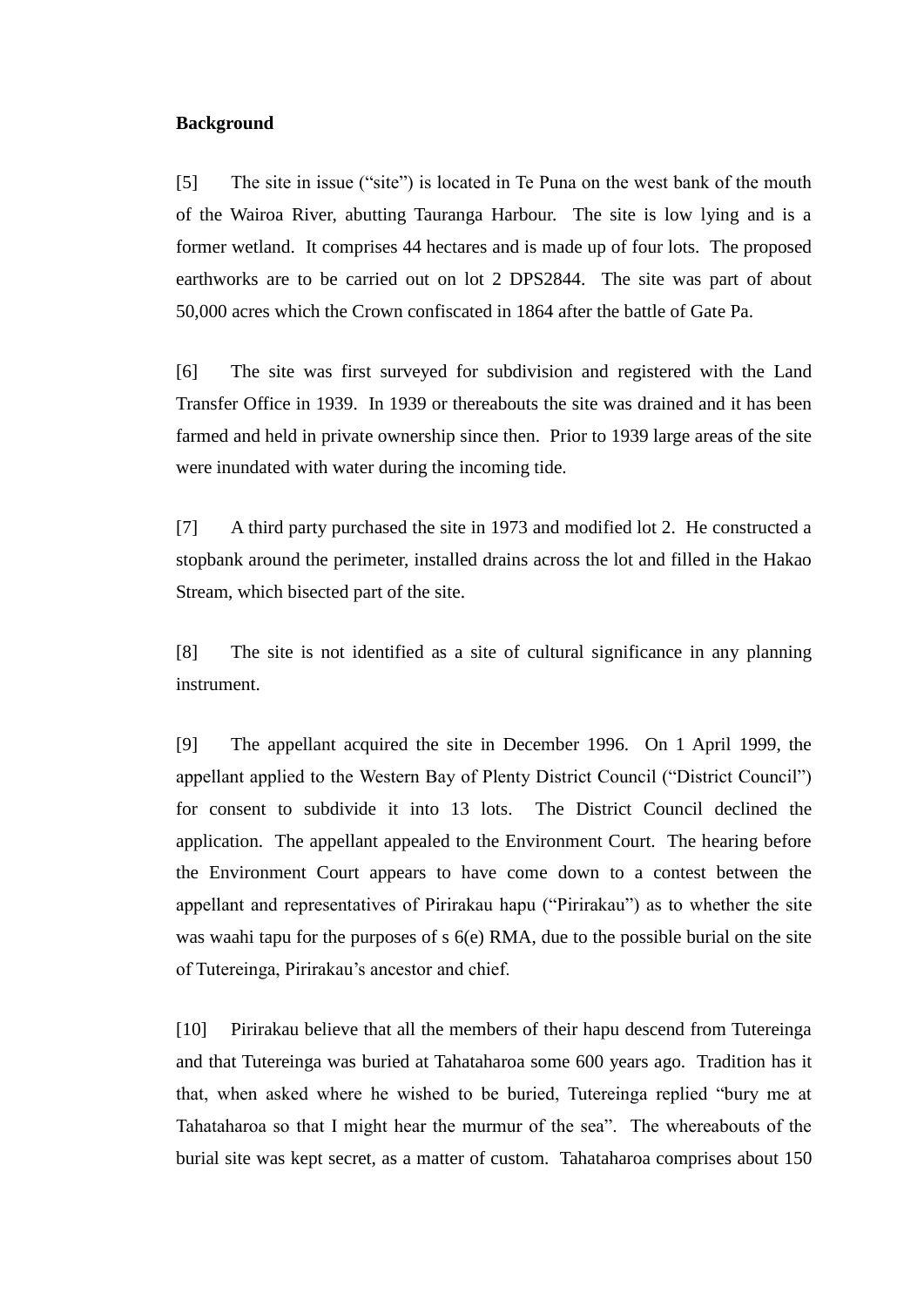**Background**

[5] The site in issue ("site") is located in Te Puna on the west bank of the mouth of the Wairoa River, abutting Tauranga Harbour. The site is low lying and is a former wetland. It comprises 44 hectares and is made up of four lots. The proposed earthworks are to be carried out on lot 2 DPS2844. The site was part of about 50,000 acres which the Crown confiscated in 1864 after the battle of Gate Pa.

[6] The site was first surveyed for subdivision and registered with the Land Transfer Office in 1939. In 1939 or thereabouts the site was drained and it has been farmed and held in private ownership since then. Prior to 1939 large areas of the site were inundated with water during the incoming tide.

[7] A third party purchased the site in 1973 and modified lot 2. He constructed a stopbank around the perimeter, installed drains across the lot and filled in the Hakao Stream, which bisected part of the site.

[8] The site is not identified as a site of cultural significance in any planning instrument.

[9] The appellant acquired the site in December 1996. On 1 April 1999, the appellant applied to the Western Bay of Plenty District Council ("District Council") for consent to subdivide it into 13 lots. The District Council declined the application. The appellant appealed to the Environment Court. The hearing before the Environment Court appears to have come down to a contest between the appellant and representatives of Pirirakau hapu ("Pirirakau") as to whether the site was waahi tapu for the purposes of s 6(e) RMA, due to the possible burial on the site of Tutereinga, Pirirakau's ancestor and chief.

[10] Pirirakau believe that all the members of their hapu descend from Tutereinga and that Tutereinga was buried at Tahataharoa some 600 years ago. Tradition has it that, when asked where he wished to be buried, Tutereinga replied "bury me at Tahataharoa so that I might hear the murmur of the sea". The whereabouts of the burial site was kept secret, as a matter of custom. Tahataharoa comprises about 150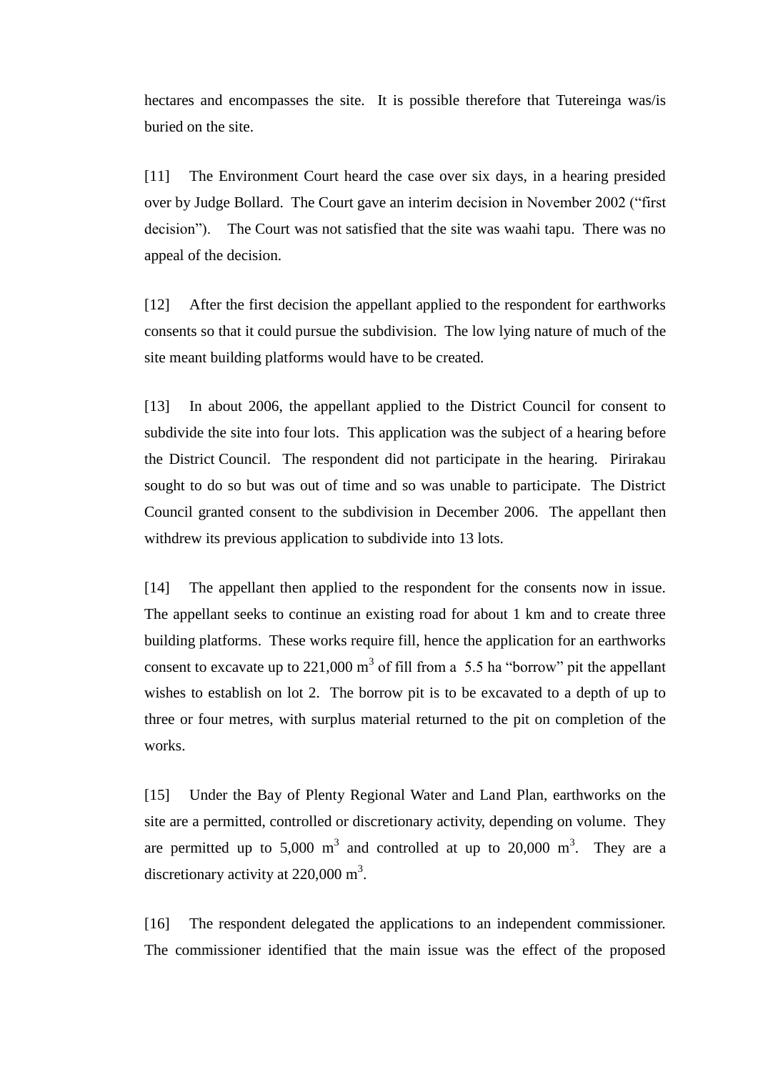hectares and encompasses the site. It is possible therefore that Tutereinga was/is buried on the site.

[11] The Environment Court heard the case over six days, in a hearing presided over by Judge Bollard. The Court gave an interim decision in November 2002 ("first decision"). The Court was not satisfied that the site was waahi tapu. There was no appeal of the decision.

[12] After the first decision the appellant applied to the respondent for earthworks consents so that it could pursue the subdivision. The low lying nature of much of the site meant building platforms would have to be created.

[13] In about 2006, the appellant applied to the District Council for consent to subdivide the site into four lots. This application was the subject of a hearing before the District Council. The respondent did not participate in the hearing. Pirirakau sought to do so but was out of time and so was unable to participate. The District Council granted consent to the subdivision in December 2006. The appellant then withdrew its previous application to subdivide into 13 lots.

[14] The appellant then applied to the respondent for the consents now in issue. The appellant seeks to continue an existing road for about 1 km and to create three building platforms. These works require fill, hence the application for an earthworks consent to excavate up to 221,000 $m^3$ of fill from a 5.5 ha "borrow" pit the appellant wishes to establish on lot 2. The borrow pit is to be excavated to a depth of up to three or four metres, with surplus material returned to the pit on completion of the works.

[15] Under the Bay of Plenty Regional Water and Land Plan, earthworks on the site are a permitted, controlled or discretionary activity, depending on volume. They are permitted up to 5,000 $m^3$ and controlled at up to 20,000 $m^3$. They are a discretionary activity at 220,000 $m^3$.

[16] The respondent delegated the applications to an independent commissioner. The commissioner identified that the main issue was the effect of the proposed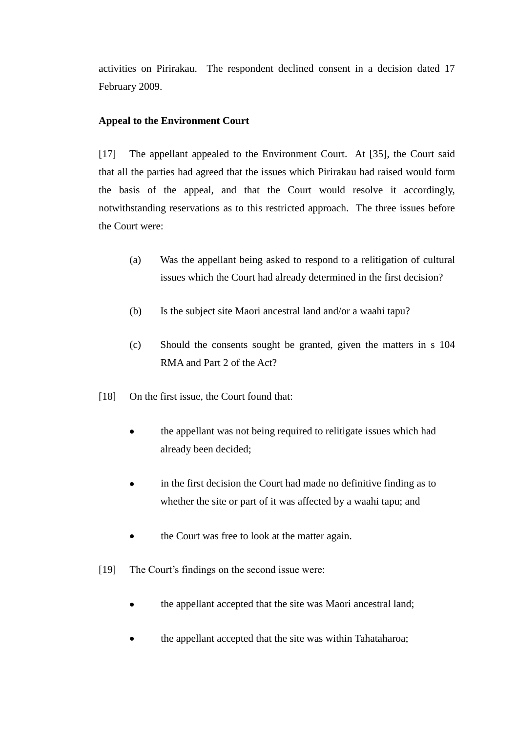activities on Pirirakau. The respondent declined consent in a decision dated 17 February 2009.

**Appeal to the Environment Court**

[17] The appellant appealed to the Environment Court. At [35], the Court said that all the parties had agreed that the issues which Pirirakau had raised would form the basis of the appeal, and that the Court would resolve it accordingly, notwithstanding reservations as to this restricted approach. The three issues before the Court were:

(a) Was the appellant being asked to respond to a relitigation of cultural issues which the Court had already determined in the first decision?

(b) Is the subject site Maori ancestral land and/or a waahi tapu?

(c) Should the consents sought be granted, given the matters in s 104 RMA and Part 2 of the Act?

[18] On the first issue, the Court found that:

- the appellant was not being required to relitigate issues which had already been decided;
- in the first decision the Court had made no definitive finding as to whether the site or part of it was affected by a waahi tapu; and
- the Court was free to look at the matter again.

[19] The Court's findings on the second issue were:

- the appellant accepted that the site was Maori ancestral land;
- the appellant accepted that the site was within Tahataharoa;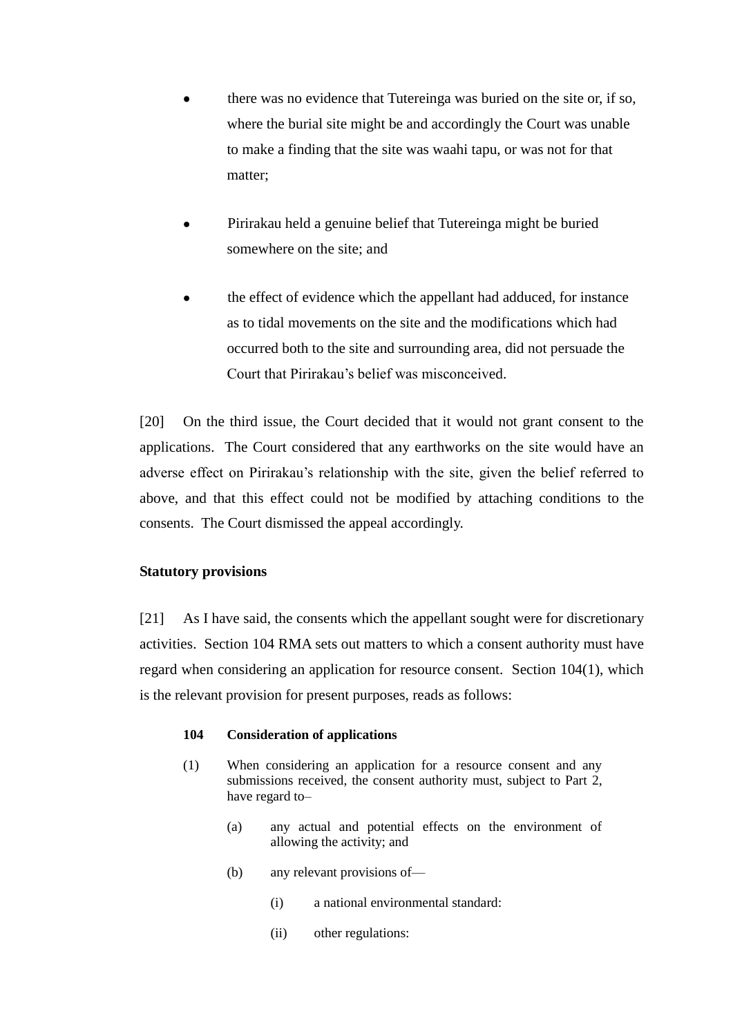- there was no evidence that Tutereinga was buried on the site or, if so, where the burial site might be and accordingly the Court was unable to make a finding that the site was waahi tapu, or was not for that matter;

- Pirirakau held a genuine belief that Tutereinga might be buried somewhere on the site; and

- the effect of evidence which the appellant had adduced, for instance as to tidal movements on the site and the modifications which had occurred both to the site and surrounding area, did not persuade the Court that Pirirakau's belief was misconceived.

[20] On the third issue, the Court decided that it would not grant consent to the applications. The Court considered that any earthworks on the site would have an adverse effect on Pirirakau's relationship with the site, given the belief referred to above, and that this effect could not be modified by attaching conditions to the consents. The Court dismissed the appeal accordingly.

**Statutory provisions**

[21] As I have said, the consents which the appellant sought were for discretionary activities. Section 104 RMA sets out matters to which a consent authority must have regard when considering an application for resource consent. Section 104(1), which is the relevant provision for present purposes, reads as follows:

> **104 Consideration of applications**
>
> (1) When considering an application for a resource consent and any submissions received, the consent authority must, subject to Part 2, have regard to–
>
> (a) any actual and potential effects on the environment of allowing the activity; and
>
> (b) any relevant provisions of—
>
> (i) a national environmental standard:
>
> (ii) other regulations: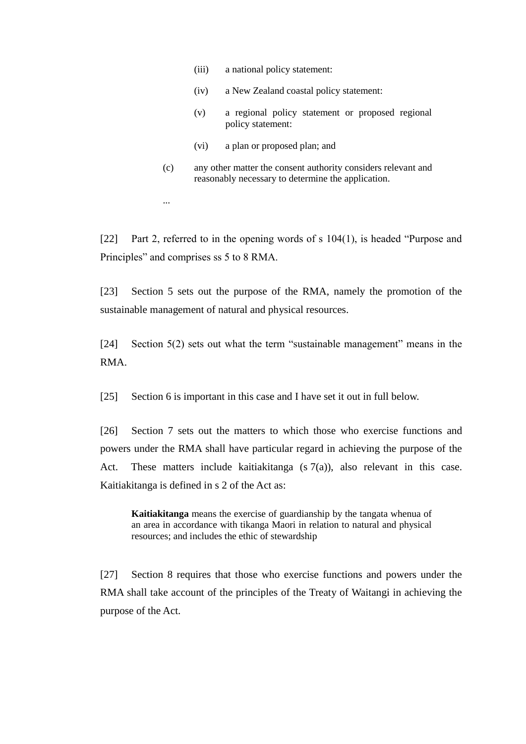> (iii) a national policy statement:
>
> (iv) a New Zealand coastal policy statement:
>
> (v) a regional policy statement or proposed regional policy statement:
>
> (vi) a plan or proposed plan; and
>
> (c) any other matter the consent authority considers relevant and reasonably necessary to determine the application.
>
> ...

[22] Part 2, referred to in the opening words of s 104(1), is headed "Purpose and Principles" and comprises ss 5 to 8 RMA.

[23] Section 5 sets out the purpose of the RMA, namely the promotion of the sustainable management of natural and physical resources.

[24] Section 5(2) sets out what the term "sustainable management" means in the RMA.

[25] Section 6 is important in this case and I have set it out in full below.

[26] Section 7 sets out the matters to which those who exercise functions and powers under the RMA shall have particular regard in achieving the purpose of the Act. These matters include kaitiakitanga (s 7(a)), also relevant in this case. Kaitiakitanga is defined in s 2 of the Act as:

> **Kaitiakitanga** means the exercise of guardianship by the tangata whenua of an area in accordance with tikanga Maori in relation to natural and physical resources; and includes the ethic of stewardship

[27] Section 8 requires that those who exercise functions and powers under the RMA shall take account of the principles of the Treaty of Waitangi in achieving the purpose of the Act.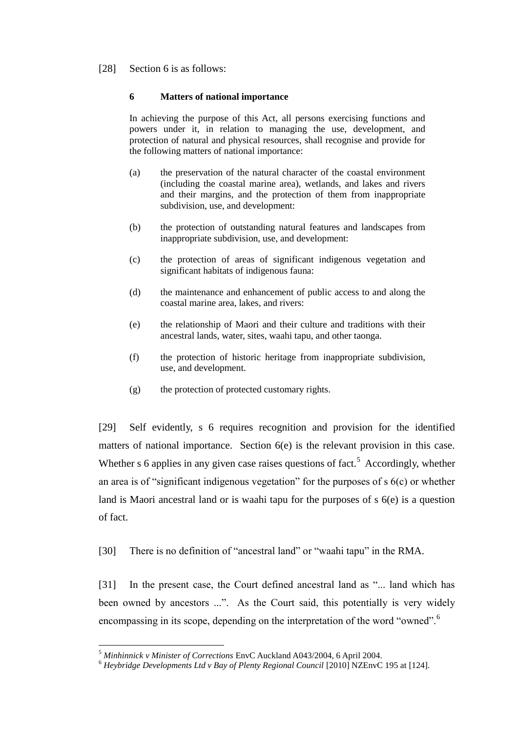[28] Section 6 is as follows:

> **6 Matters of national importance**
>
> In achieving the purpose of this Act, all persons exercising functions and powers under it, in relation to managing the use, development, and protection of natural and physical resources, shall recognise and provide for the following matters of national importance:
>
> (a) the preservation of the natural character of the coastal environment (including the coastal marine area), wetlands, and lakes and rivers and their margins, and the protection of them from inappropriate subdivision, use, and development:
>
> (b) the protection of outstanding natural features and landscapes from inappropriate subdivision, use, and development:
>
> (c) the protection of areas of significant indigenous vegetation and significant habitats of indigenous fauna:
>
> (d) the maintenance and enhancement of public access to and along the coastal marine area, lakes, and rivers:
>
> (e) the relationship of Maori and their culture and traditions with their ancestral lands, water, sites, waahi tapu, and other taonga.
>
> (f) the protection of historic heritage from inappropriate subdivision, use, and development.
>
> (g) the protection of protected customary rights.

[29] Self evidently, s 6 requires recognition and provision for the identified matters of national importance. Section 6(e) is the relevant provision in this case. Whether s 6 applies in any given case raises questions of fact.[5] Accordingly, whether an area is of "significant indigenous vegetation" for the purposes of s 6(c) or whether land is Maori ancestral land or is waahi tapu for the purposes of s 6(e) is a question of fact.

[30] There is no definition of "ancestral land" or "waahi tapu" in the RMA.

[31] In the present case, the Court defined ancestral land as "... land which has been owned by ancestors ...". As the Court said, this potentially is very widely encompassing in its scope, depending on the interpretation of the word "owned".[6]

---

[5] *Minhinnick v Minister of Corrections* EnvC Auckland A043/2004, 6 April 2004.

[6] *Heybridge Developments Ltd v Bay of Plenty Regional Council* [2010] NZEnvC 195 at [124].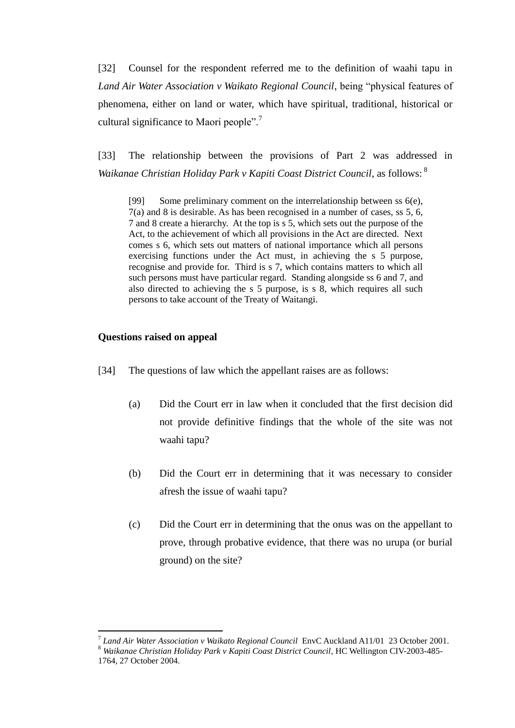[32] Counsel for the respondent referred me to the definition of waahi tapu in *Land Air Water Association v Waikato Regional Council*, being "physical features of phenomena, either on land or water, which have spiritual, traditional, historical or cultural significance to Maori people".[7]

[33] The relationship between the provisions of Part 2 was addressed in *Waikanae Christian Holiday Park v Kapiti Coast District Council*, as follows: [8]

> [99] Some preliminary comment on the interrelationship between ss 6(e), 7(a) and 8 is desirable. As has been recognised in a number of cases, ss 5, 6, 7 and 8 create a hierarchy. At the top is s 5, which sets out the purpose of the Act, to the achievement of which all provisions in the Act are directed. Next comes s 6, which sets out matters of national importance which all persons exercising functions under the Act must, in achieving the s 5 purpose, recognise and provide for. Third is s 7, which contains matters to which all such persons must have particular regard. Standing alongside ss 6 and 7, and also directed to achieving the s 5 purpose, is s 8, which requires all such persons to take account of the Treaty of Waitangi.

**Questions raised on appeal**

[34] The questions of law which the appellant raises are as follows:

(a) Did the Court err in law when it concluded that the first decision did not provide definitive findings that the whole of the site was not waahi tapu?

(b) Did the Court err in determining that it was necessary to consider afresh the issue of waahi tapu?

(c) Did the Court err in determining that the onus was on the appellant to prove, through probative evidence, that there was no urupa (or burial ground) on the site?

---

[7] *Land Air Water Association v Waikato Regional Council* EnvC Auckland A11/01 23 October 2001.

[8] *Waikanae Christian Holiday Park v Kapiti Coast District Council*, HC Wellington CIV-2003-485-1764, 27 October 2004.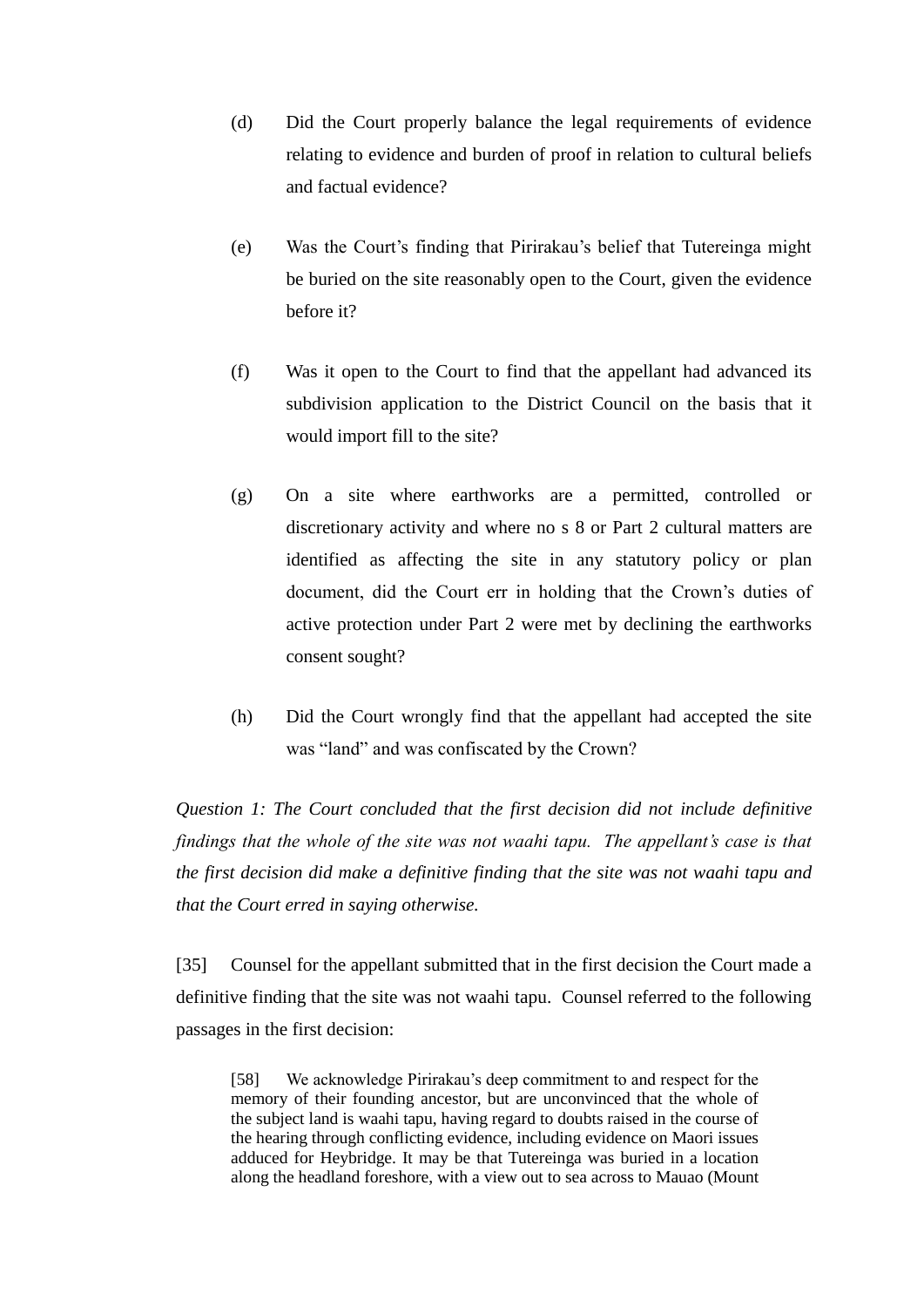(d) Did the Court properly balance the legal requirements of evidence relating to evidence and burden of proof in relation to cultural beliefs and factual evidence?

(e) Was the Court's finding that Pirirakau's belief that Tutereinga might be buried on the site reasonably open to the Court, given the evidence before it?

(f) Was it open to the Court to find that the appellant had advanced its subdivision application to the District Council on the basis that it would import fill to the site?

(g) On a site where earthworks are a permitted, controlled or discretionary activity and where no s 8 or Part 2 cultural matters are identified as affecting the site in any statutory policy or plan document, did the Court err in holding that the Crown's duties of active protection under Part 2 were met by declining the earthworks consent sought?

(h) Did the Court wrongly find that the appellant had accepted the site was "land" and was confiscated by the Crown?

*Question 1: The Court concluded that the first decision did not include definitive findings that the whole of the site was not waahi tapu. The appellant's case is that the first decision did make a definitive finding that the site was not waahi tapu and that the Court erred in saying otherwise.*

[35] Counsel for the appellant submitted that in the first decision the Court made a definitive finding that the site was not waahi tapu. Counsel referred to the following passages in the first decision:

> [58] We acknowledge Pirirakau's deep commitment to and respect for the memory of their founding ancestor, but are unconvinced that the whole of the subject land is waahi tapu, having regard to doubts raised in the course of the hearing through conflicting evidence, including evidence on Maori issues adduced for Heybridge. It may be that Tutereinga was buried in a location along the headland foreshore, with a view out to sea across to Mauao (Mount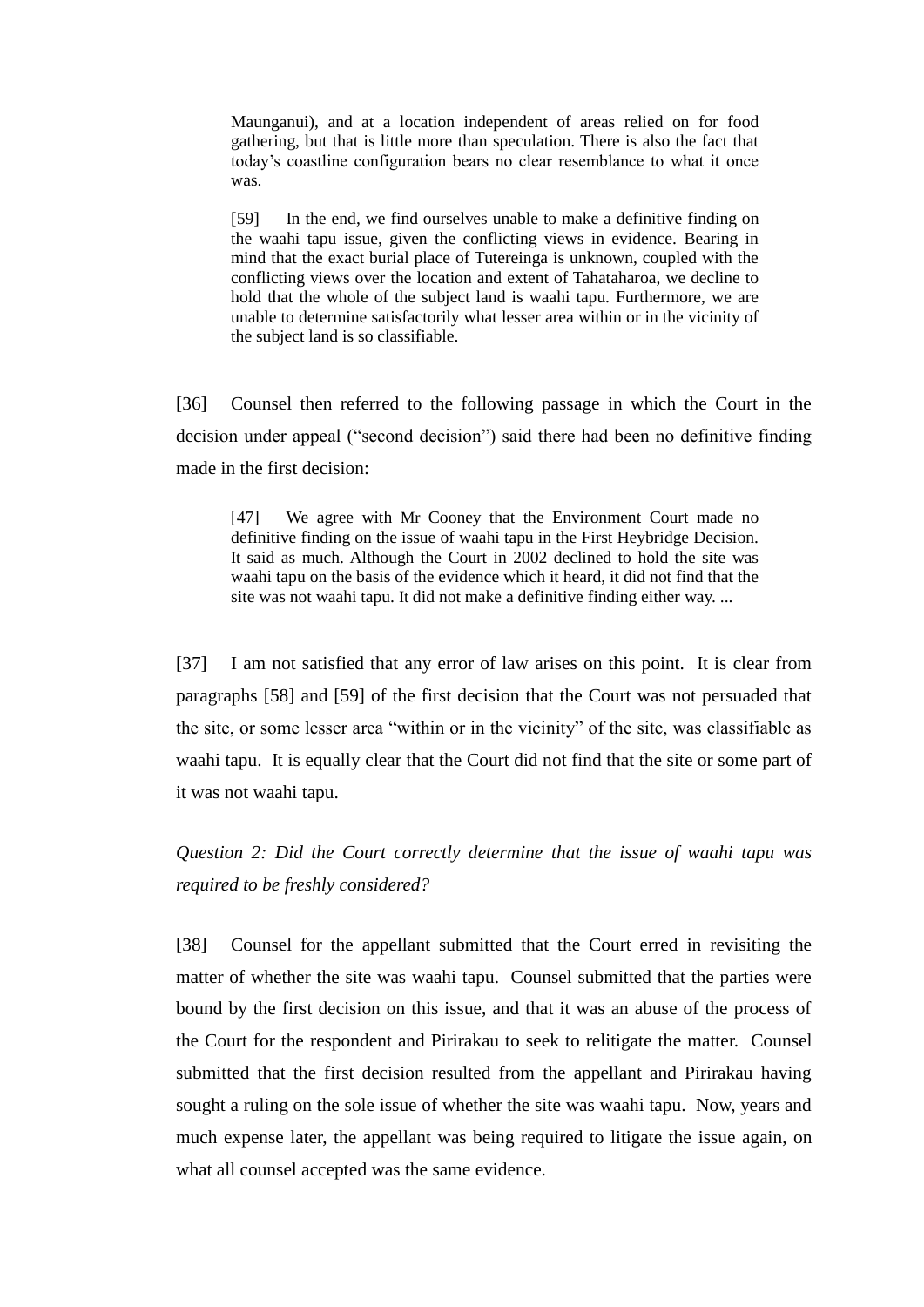> Maunganui), and at a location independent of areas relied on for food gathering, but that is little more than speculation. There is also the fact that today's coastline configuration bears no clear resemblance to what it once was.
>
> [59] In the end, we find ourselves unable to make a definitive finding on the waahi tapu issue, given the conflicting views in evidence. Bearing in mind that the exact burial place of Tutereinga is unknown, coupled with the conflicting views over the location and extent of Tahataharoa, we decline to hold that the whole of the subject land is waahi tapu. Furthermore, we are unable to determine satisfactorily what lesser area within or in the vicinity of the subject land is so classifiable.

[36] Counsel then referred to the following passage in which the Court in the decision under appeal ("second decision") said there had been no definitive finding made in the first decision:

> [47] We agree with Mr Cooney that the Environment Court made no definitive finding on the issue of waahi tapu in the First Heybridge Decision. It said as much. Although the Court in 2002 declined to hold the site was waahi tapu on the basis of the evidence which it heard, it did not find that the site was not waahi tapu. It did not make a definitive finding either way. ...

[37] I am not satisfied that any error of law arises on this point. It is clear from paragraphs [58] and [59] of the first decision that the Court was not persuaded that the site, or some lesser area "within or in the vicinity" of the site, was classifiable as waahi tapu. It is equally clear that the Court did not find that the site or some part of it was not waahi tapu.

*Question 2: Did the Court correctly determine that the issue of waahi tapu was required to be freshly considered?*

[38] Counsel for the appellant submitted that the Court erred in revisiting the matter of whether the site was waahi tapu. Counsel submitted that the parties were bound by the first decision on this issue, and that it was an abuse of the process of the Court for the respondent and Pirirakau to seek to relitigate the matter. Counsel submitted that the first decision resulted from the appellant and Pirirakau having sought a ruling on the sole issue of whether the site was waahi tapu. Now, years and much expense later, the appellant was being required to litigate the issue again, on what all counsel accepted was the same evidence.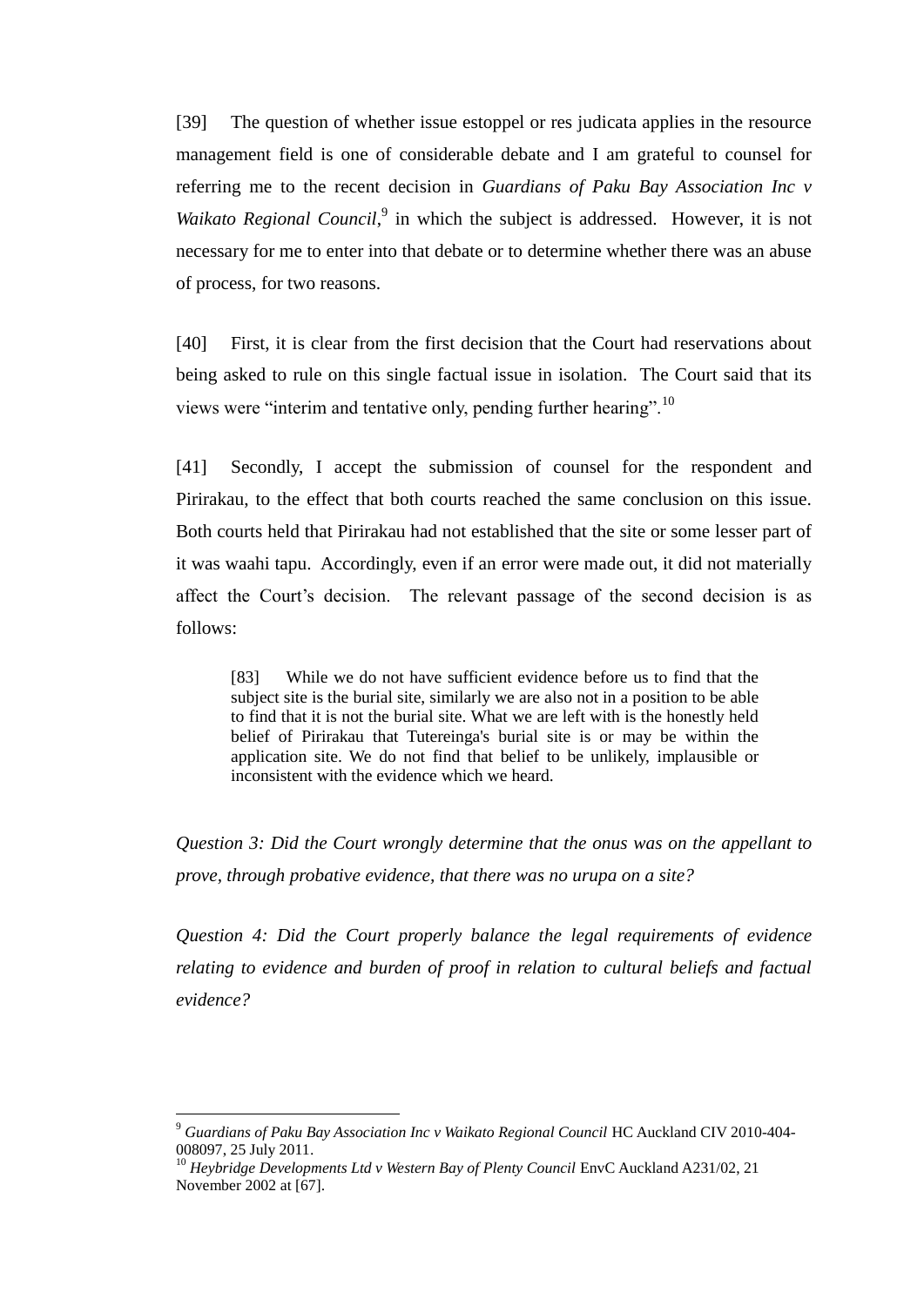[39] The question of whether issue estoppel or res judicata applies in the resource management field is one of considerable debate and I am grateful to counsel for referring me to the recent decision in *Guardians of Paku Bay Association Inc v Waikato Regional Council*,[9] in which the subject is addressed. However, it is not necessary for me to enter into that debate or to determine whether there was an abuse of process, for two reasons.

[40] First, it is clear from the first decision that the Court had reservations about being asked to rule on this single factual issue in isolation. The Court said that its views were "interim and tentative only, pending further hearing".[10]

[41] Secondly, I accept the submission of counsel for the respondent and Pirirakau, to the effect that both courts reached the same conclusion on this issue. Both courts held that Pirirakau had not established that the site or some lesser part of it was waahi tapu. Accordingly, even if an error were made out, it did not materially affect the Court's decision. The relevant passage of the second decision is as follows:

> [83] While we do not have sufficient evidence before us to find that the subject site is the burial site, similarly we are also not in a position to be able to find that it is not the burial site. What we are left with is the honestly held belief of Pirirakau that Tutereinga's burial site is or may be within the application site. We do not find that belief to be unlikely, implausible or inconsistent with the evidence which we heard.

*Question 3: Did the Court wrongly determine that the onus was on the appellant to prove, through probative evidence, that there was no urupa on a site?*

*Question 4: Did the Court properly balance the legal requirements of evidence relating to evidence and burden of proof in relation to cultural beliefs and factual evidence?*

---

[9] *Guardians of Paku Bay Association Inc v Waikato Regional Council* HC Auckland CIV 2010-404-008097, 25 July 2011.

[10] *Heybridge Developments Ltd v Western Bay of Plenty Council* EnvC Auckland A231/02, 21 November 2002 at [67].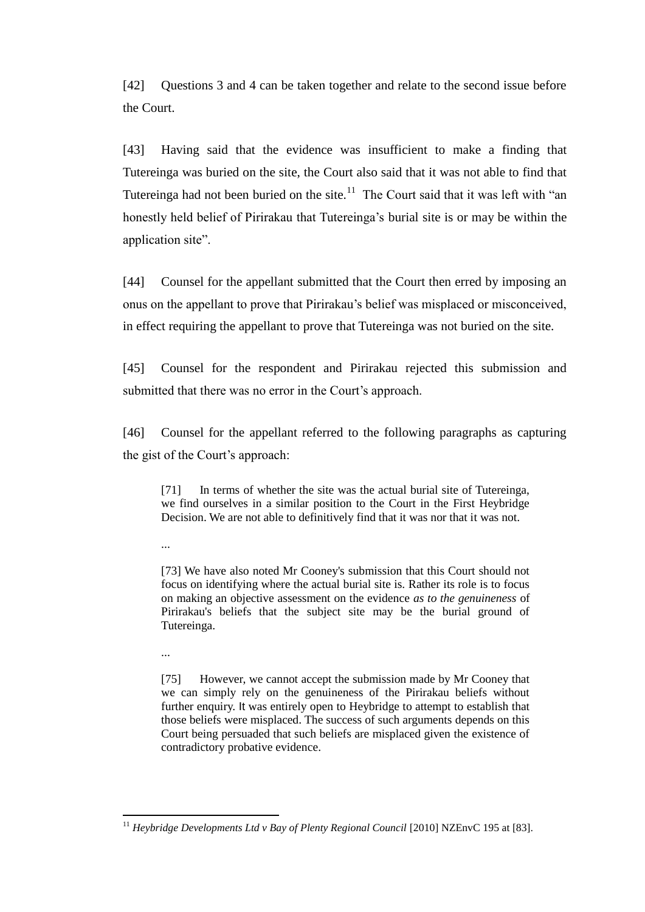[42] Questions 3 and 4 can be taken together and relate to the second issue before the Court.

[43] Having said that the evidence was insufficient to make a finding that Tutereinga was buried on the site, the Court also said that it was not able to find that Tutereinga had not been buried on the site.[11] The Court said that it was left with "an honestly held belief of Pirirakau that Tutereinga's burial site is or may be within the application site".

[44] Counsel for the appellant submitted that the Court then erred by imposing an onus on the appellant to prove that Pirirakau's belief was misplaced or misconceived, in effect requiring the appellant to prove that Tutereinga was not buried on the site.

[45] Counsel for the respondent and Pirirakau rejected this submission and submitted that there was no error in the Court's approach.

[46] Counsel for the appellant referred to the following paragraphs as capturing the gist of the Court's approach:

> [71] In terms of whether the site was the actual burial site of Tutereinga, we find ourselves in a similar position to the Court in the First Heybridge Decision. We are not able to definitively find that it was nor that it was not.
>
> ...
>
> [73] We have also noted Mr Cooney's submission that this Court should not focus on identifying where the actual burial site is. Rather its role is to focus on making an objective assessment on the evidence *as to the genuineness* of Pirirakau's beliefs that the subject site may be the burial ground of Tutereinga.
>
> ...
>
> [75] However, we cannot accept the submission made by Mr Cooney that we can simply rely on the genuineness of the Pirirakau beliefs without further enquiry. It was entirely open to Heybridge to attempt to establish that those beliefs were misplaced. The success of such arguments depends on this Court being persuaded that such beliefs are misplaced given the existence of contradictory probative evidence.

---

[11] *Heybridge Developments Ltd v Bay of Plenty Regional Council* [2010] NZEnvC 195 at [83].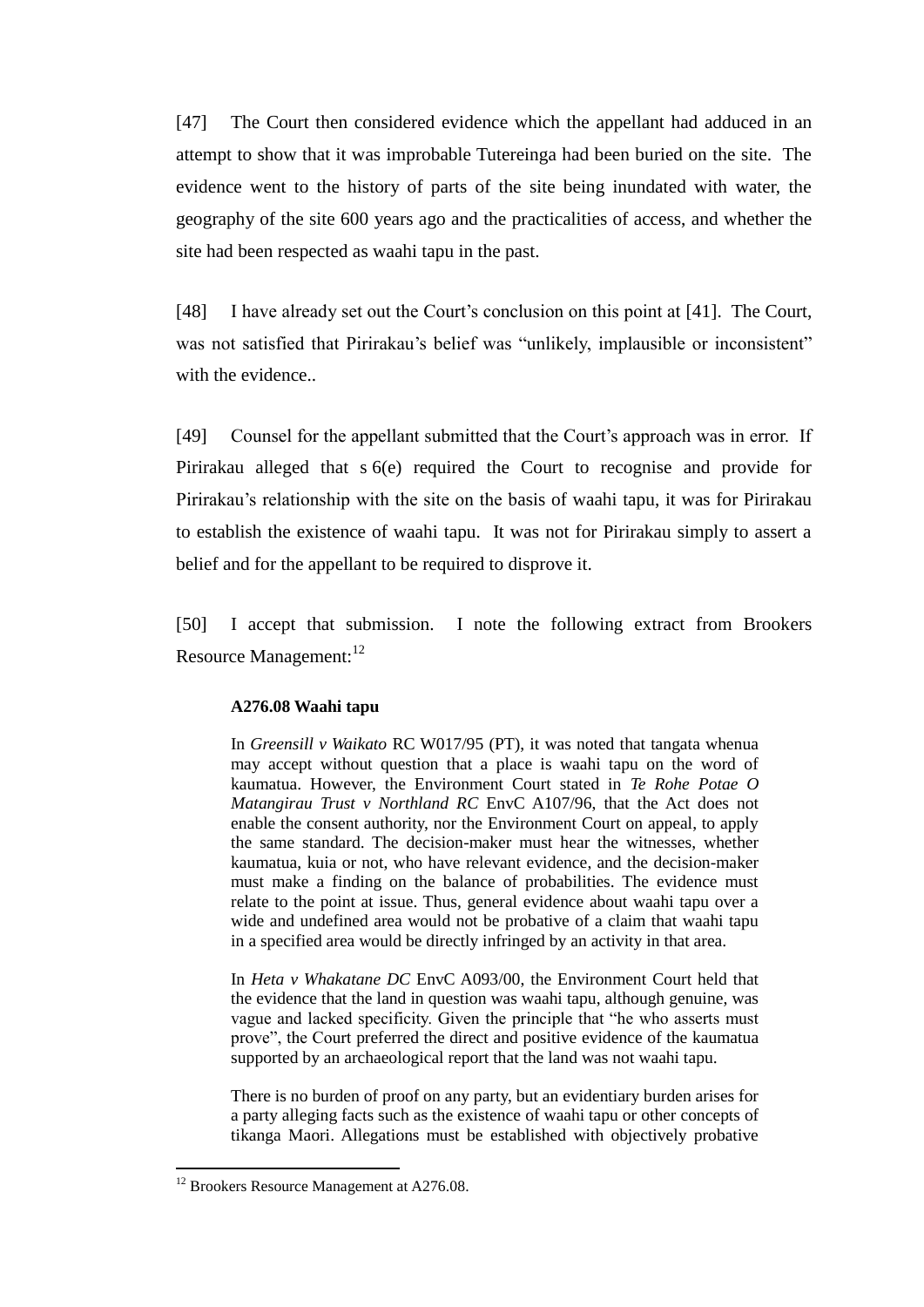[47] The Court then considered evidence which the appellant had adduced in an attempt to show that it was improbable Tutereinga had been buried on the site. The evidence went to the history of parts of the site being inundated with water, the geography of the site 600 years ago and the practicalities of access, and whether the site had been respected as waahi tapu in the past.

[48] I have already set out the Court's conclusion on this point at [41]. The Court, was not satisfied that Pirirakau's belief was "unlikely, implausible or inconsistent" with the evidence..

[49] Counsel for the appellant submitted that the Court's approach was in error. If Pirirakau alleged that s 6(e) required the Court to recognise and provide for Pirirakau's relationship with the site on the basis of waahi tapu, it was for Pirirakau to establish the existence of waahi tapu. It was not for Pirirakau simply to assert a belief and for the appellant to be required to disprove it.

[50] I accept that submission. I note the following extract from Brookers Resource Management:[12]

> **A276.08 Waahi tapu**
>
> In *Greensill v Waikato* RC W017/95 (PT), it was noted that tangata whenua may accept without question that a place is waahi tapu on the word of kaumatua. However, the Environment Court stated in *Te Rohe Potae O Matangirau Trust v Northland RC* EnvC A107/96, that the Act does not enable the consent authority, nor the Environment Court on appeal, to apply the same standard. The decision-maker must hear the witnesses, whether kaumatua, kuia or not, who have relevant evidence, and the decision-maker must make a finding on the balance of probabilities. The evidence must relate to the point at issue. Thus, general evidence about waahi tapu over a wide and undefined area would not be probative of a claim that waahi tapu in a specified area would be directly infringed by an activity in that area.
>
> In *Heta v Whakatane DC* EnvC A093/00, the Environment Court held that the evidence that the land in question was waahi tapu, although genuine, was vague and lacked specificity. Given the principle that "he who asserts must prove", the Court preferred the direct and positive evidence of the kaumatua supported by an archaeological report that the land was not waahi tapu.
>
> There is no burden of proof on any party, but an evidentiary burden arises for a party alleging facts such as the existence of waahi tapu or other concepts of tikanga Maori. Allegations must be established with objectively probative

[12] Brookers Resource Management at A276.08.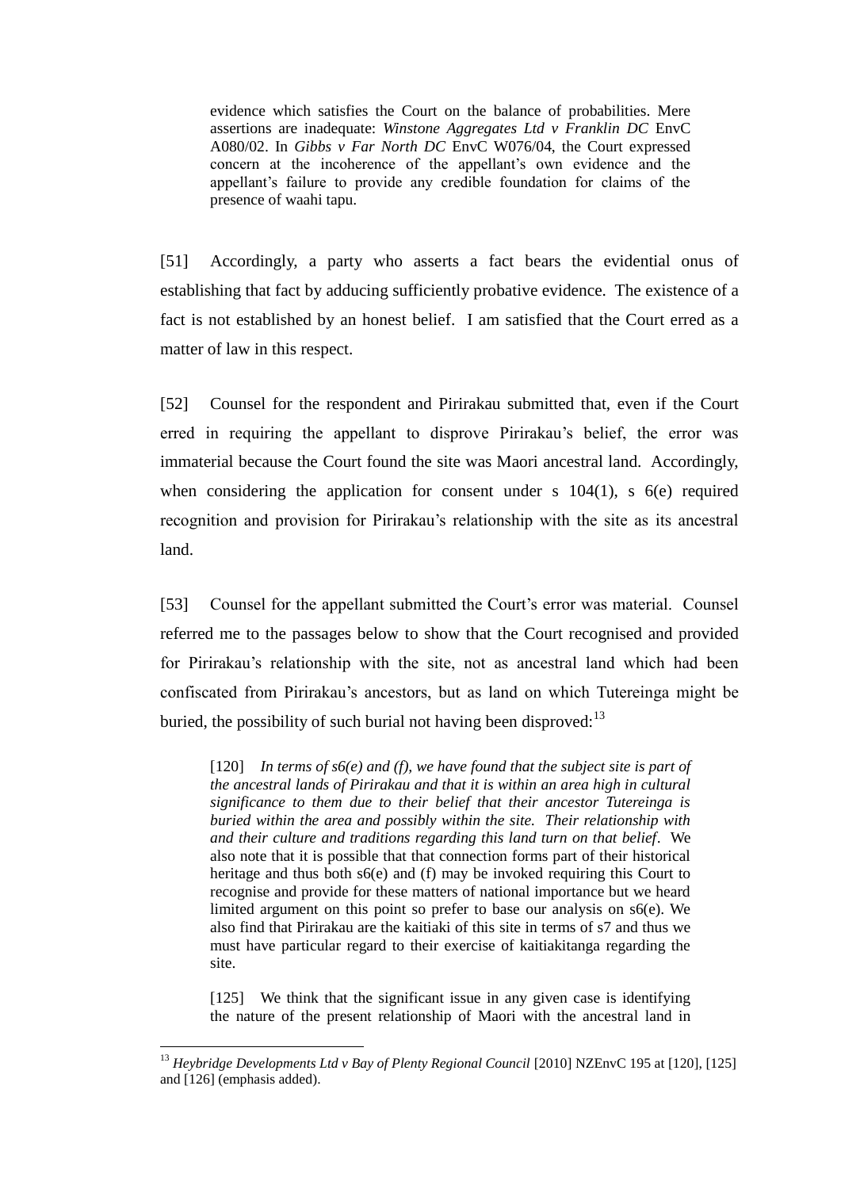> evidence which satisfies the Court on the balance of probabilities. Mere assertions are inadequate: *Winstone Aggregates Ltd v Franklin DC* EnvC A080/02. In *Gibbs v Far North DC* EnvC W076/04, the Court expressed concern at the incoherence of the appellant's own evidence and the appellant's failure to provide any credible foundation for claims of the presence of waahi tapu.

[51] Accordingly, a party who asserts a fact bears the evidential onus of establishing that fact by adducing sufficiently probative evidence. The existence of a fact is not established by an honest belief. I am satisfied that the Court erred as a matter of law in this respect.

[52] Counsel for the respondent and Pirirakau submitted that, even if the Court erred in requiring the appellant to disprove Pirirakau's belief, the error was immaterial because the Court found the site was Maori ancestral land. Accordingly, when considering the application for consent under s 104(1), s 6(e) required recognition and provision for Pirirakau's relationship with the site as its ancestral land.

[53] Counsel for the appellant submitted the Court's error was material. Counsel referred me to the passages below to show that the Court recognised and provided for Pirirakau's relationship with the site, not as ancestral land which had been confiscated from Pirirakau's ancestors, but as land on which Tutereinga might be buried, the possibility of such burial not having been disproved:[13]

> [120] *In terms of s6(e) and (f), we have found that the subject site is part of the ancestral lands of Pirirakau and that it is within an area high in cultural significance to them due to their belief that their ancestor Tutereinga is buried within the area and possibly within the site. Their relationship with and their culture and traditions regarding this land turn on that belief*. We also note that it is possible that that connection forms part of their historical heritage and thus both s6(e) and (f) may be invoked requiring this Court to recognise and provide for these matters of national importance but we heard limited argument on this point so prefer to base our analysis on s6(e). We also find that Pirirakau are the kaitiaki of this site in terms of s7 and thus we must have particular regard to their exercise of kaitiakitanga regarding the site.
>
> [125] We think that the significant issue in any given case is identifying the nature of the present relationship of Maori with the ancestral land in

[13] *Heybridge Developments Ltd v Bay of Plenty Regional Council* [2010] NZEnvC 195 at [120], [125] and [126] (emphasis added).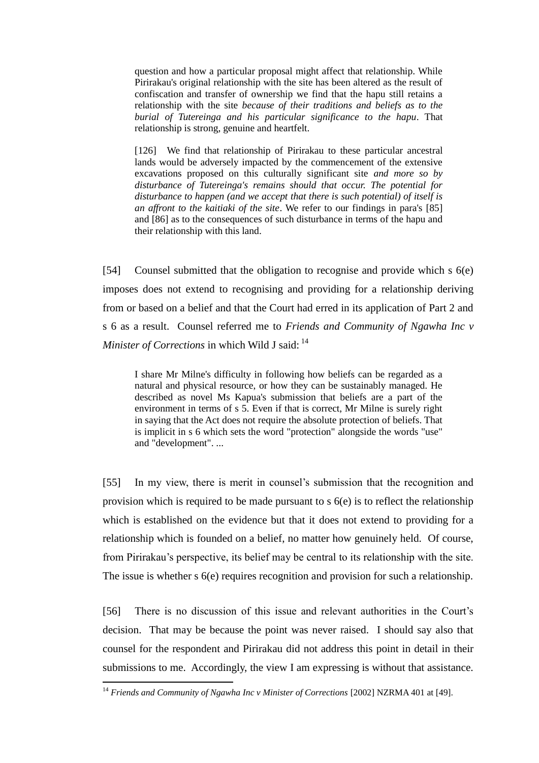> question and how a particular proposal might affect that relationship. While Pirirakau's original relationship with the site has been altered as the result of confiscation and transfer of ownership we find that the hapu still retains a relationship with the site *because of their traditions and beliefs as to the burial of Tutereinga and his particular significance to the hapu*. That relationship is strong, genuine and heartfelt.
>
> [126] We find that relationship of Pirirakau to these particular ancestral lands would be adversely impacted by the commencement of the extensive excavations proposed on this culturally significant site *and more so by disturbance of Tutereinga's remains should that occur. The potential for disturbance to happen (and we accept that there is such potential) of itself is an affront to the kaitiaki of the site*. We refer to our findings in para's [85] and [86] as to the consequences of such disturbance in terms of the hapu and their relationship with this land.

[54] Counsel submitted that the obligation to recognise and provide which s 6(e) imposes does not extend to recognising and providing for a relationship deriving from or based on a belief and that the Court had erred in its application of Part 2 and s 6 as a result. Counsel referred me to *Friends and Community of Ngawha Inc v Minister of Corrections* in which Wild J said: [14]

> I share Mr Milne's difficulty in following how beliefs can be regarded as a natural and physical resource, or how they can be sustainably managed. He described as novel Ms Kapua's submission that beliefs are a part of the environment in terms of s 5. Even if that is correct, Mr Milne is surely right in saying that the Act does not require the absolute protection of beliefs. That is implicit in s 6 which sets the word "protection" alongside the words "use" and "development". ...

[55] In my view, there is merit in counsel's submission that the recognition and provision which is required to be made pursuant to s 6(e) is to reflect the relationship which is established on the evidence but that it does not extend to providing for a relationship which is founded on a belief, no matter how genuinely held. Of course, from Pirirakau's perspective, its belief may be central to its relationship with the site. The issue is whether s 6(e) requires recognition and provision for such a relationship.

[56] There is no discussion of this issue and relevant authorities in the Court's decision. That may be because the point was never raised. I should say also that counsel for the respondent and Pirirakau did not address this point in detail in their submissions to me. Accordingly, the view I am expressing is without that assistance.

---

[14] *Friends and Community of Ngawha Inc v Minister of Corrections* [2002] NZRMA 401 at [49].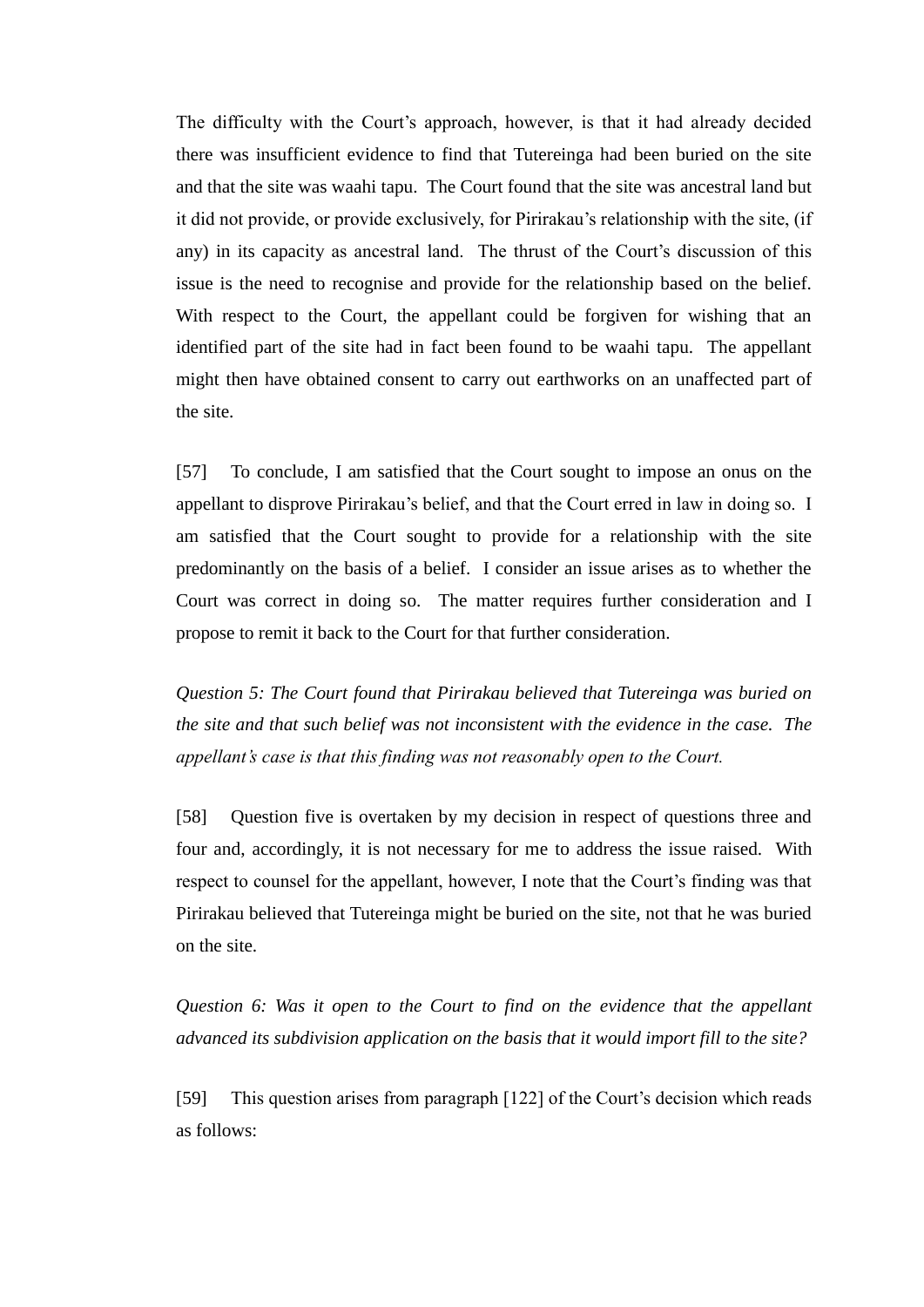The difficulty with the Court's approach, however, is that it had already decided there was insufficient evidence to find that Tutereinga had been buried on the site and that the site was waahi tapu. The Court found that the site was ancestral land but it did not provide, or provide exclusively, for Pirirakau's relationship with the site, (if any) in its capacity as ancestral land. The thrust of the Court's discussion of this issue is the need to recognise and provide for the relationship based on the belief. With respect to the Court, the appellant could be forgiven for wishing that an identified part of the site had in fact been found to be waahi tapu. The appellant might then have obtained consent to carry out earthworks on an unaffected part of the site.

[57] To conclude, I am satisfied that the Court sought to impose an onus on the appellant to disprove Pirirakau's belief, and that the Court erred in law in doing so. I am satisfied that the Court sought to provide for a relationship with the site predominantly on the basis of a belief. I consider an issue arises as to whether the Court was correct in doing so. The matter requires further consideration and I propose to remit it back to the Court for that further consideration.

*Question 5: The Court found that Pirirakau believed that Tutereinga was buried on the site and that such belief was not inconsistent with the evidence in the case. The appellant's case is that this finding was not reasonably open to the Court.*

[58] Question five is overtaken by my decision in respect of questions three and four and, accordingly, it is not necessary for me to address the issue raised. With respect to counsel for the appellant, however, I note that the Court's finding was that Pirirakau believed that Tutereinga might be buried on the site, not that he was buried on the site.

*Question 6: Was it open to the Court to find on the evidence that the appellant advanced its subdivision application on the basis that it would import fill to the site?*

[59] This question arises from paragraph [122] of the Court's decision which reads as follows: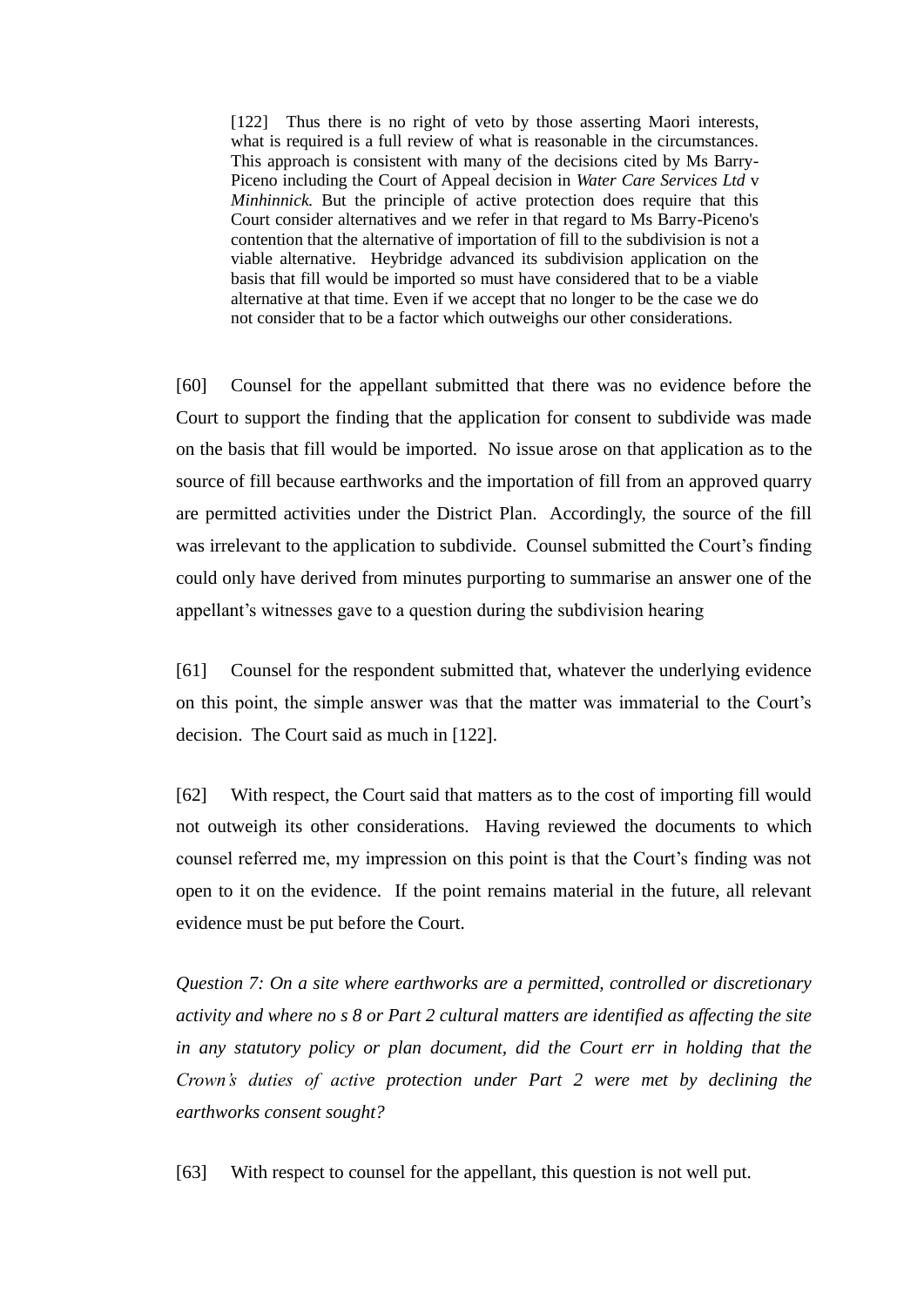> [122] Thus there is no right of veto by those asserting Maori interests, what is required is a full review of what is reasonable in the circumstances. This approach is consistent with many of the decisions cited by Ms Barry-Piceno including the Court of Appeal decision in *Water Care Services Ltd* v *Minhinnick.* But the principle of active protection does require that this Court consider alternatives and we refer in that regard to Ms Barry-Piceno's contention that the alternative of importation of fill to the subdivision is not a viable alternative. Heybridge advanced its subdivision application on the basis that fill would be imported so must have considered that to be a viable alternative at that time. Even if we accept that no longer to be the case we do not consider that to be a factor which outweighs our other considerations.

[60] Counsel for the appellant submitted that there was no evidence before the Court to support the finding that the application for consent to subdivide was made on the basis that fill would be imported. No issue arose on that application as to the source of fill because earthworks and the importation of fill from an approved quarry are permitted activities under the District Plan. Accordingly, the source of the fill was irrelevant to the application to subdivide. Counsel submitted the Court's finding could only have derived from minutes purporting to summarise an answer one of the appellant's witnesses gave to a question during the subdivision hearing

[61] Counsel for the respondent submitted that, whatever the underlying evidence on this point, the simple answer was that the matter was immaterial to the Court's decision. The Court said as much in [122].

[62] With respect, the Court said that matters as to the cost of importing fill would not outweigh its other considerations. Having reviewed the documents to which counsel referred me, my impression on this point is that the Court's finding was not open to it on the evidence. If the point remains material in the future, all relevant evidence must be put before the Court.

*Question 7: On a site where earthworks are a permitted, controlled or discretionary activity and where no s 8 or Part 2 cultural matters are identified as affecting the site in any statutory policy or plan document, did the Court err in holding that the Crown's duties of active protection under Part 2 were met by declining the earthworks consent sought?*

[63] With respect to counsel for the appellant, this question is not well put.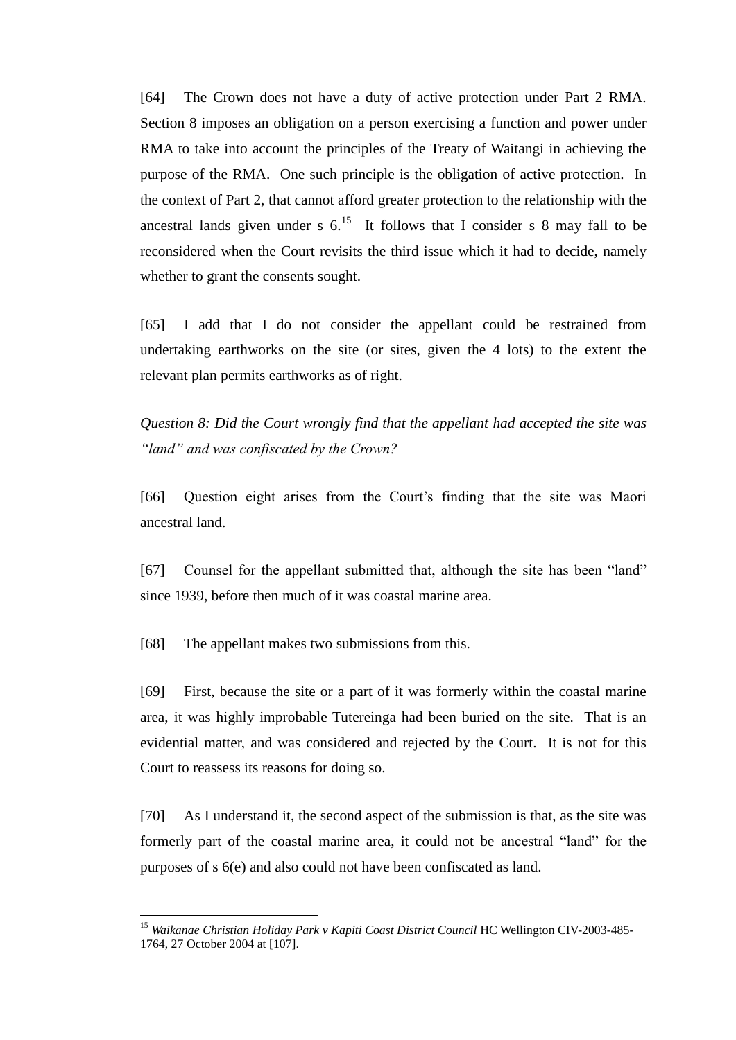[64] The Crown does not have a duty of active protection under Part 2 RMA. Section 8 imposes an obligation on a person exercising a function and power under RMA to take into account the principles of the Treaty of Waitangi in achieving the purpose of the RMA. One such principle is the obligation of active protection. In the context of Part 2, that cannot afford greater protection to the relationship with the ancestral lands given under s 6.[15] It follows that I consider s 8 may fall to be reconsidered when the Court revisits the third issue which it had to decide, namely whether to grant the consents sought.

[65] I add that I do not consider the appellant could be restrained from undertaking earthworks on the site (or sites, given the 4 lots) to the extent the relevant plan permits earthworks as of right.

*Question 8: Did the Court wrongly find that the appellant had accepted the site was "land" and was confiscated by the Crown?*

[66] Question eight arises from the Court's finding that the site was Maori ancestral land.

[67] Counsel for the appellant submitted that, although the site has been "land" since 1939, before then much of it was coastal marine area.

[68] The appellant makes two submissions from this.

[69] First, because the site or a part of it was formerly within the coastal marine area, it was highly improbable Tutereinga had been buried on the site. That is an evidential matter, and was considered and rejected by the Court. It is not for this Court to reassess its reasons for doing so.

[70] As I understand it, the second aspect of the submission is that, as the site was formerly part of the coastal marine area, it could not be ancestral "land" for the purposes of s 6(e) and also could not have been confiscated as land.

---

[15] *Waikanae Christian Holiday Park v Kapiti Coast District Council* HC Wellington CIV-2003-485-1764, 27 October 2004 at [107].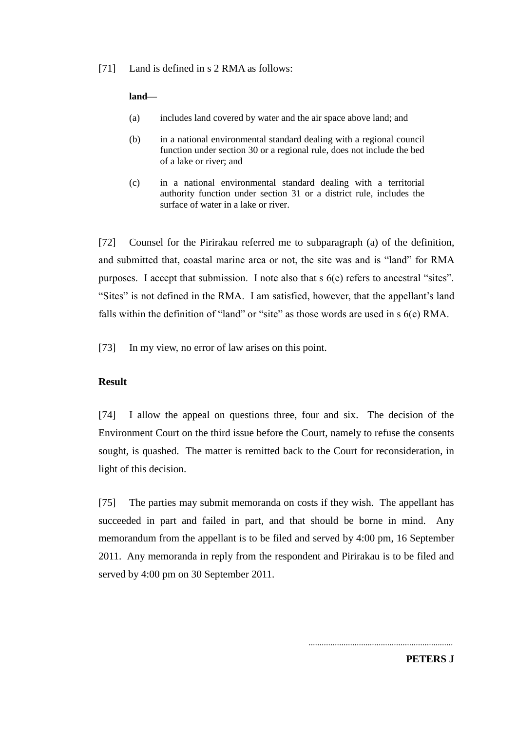[71] Land is defined in s 2 RMA as follows:

> **land—**
>
> (a) includes land covered by water and the air space above land; and
>
> (b) in a national environmental standard dealing with a regional council function under section 30 or a regional rule, does not include the bed of a lake or river; and
>
> (c) in a national environmental standard dealing with a territorial authority function under section 31 or a district rule, includes the surface of water in a lake or river.

[72] Counsel for the Pirirakau referred me to subparagraph (a) of the definition, and submitted that, coastal marine area or not, the site was and is "land" for RMA purposes. I accept that submission. I note also that s 6(e) refers to ancestral "sites". "Sites" is not defined in the RMA. I am satisfied, however, that the appellant's land falls within the definition of "land" or "site" as those words are used in s 6(e) RMA.

[73] In my view, no error of law arises on this point.

**Result**

[74] I allow the appeal on questions three, four and six. The decision of the Environment Court on the third issue before the Court, namely to refuse the consents sought, is quashed. The matter is remitted back to the Court for reconsideration, in light of this decision.

[75] The parties may submit memoranda on costs if they wish. The appellant has succeeded in part and failed in part, and that should be borne in mind. Any memorandum from the appellant is to be filed and served by 4:00 pm, 16 September 2011. Any memoranda in reply from the respondent and Pirirakau is to be filed and served by 4:00 pm on 30 September 2011.

................................................................

**PETERS J**